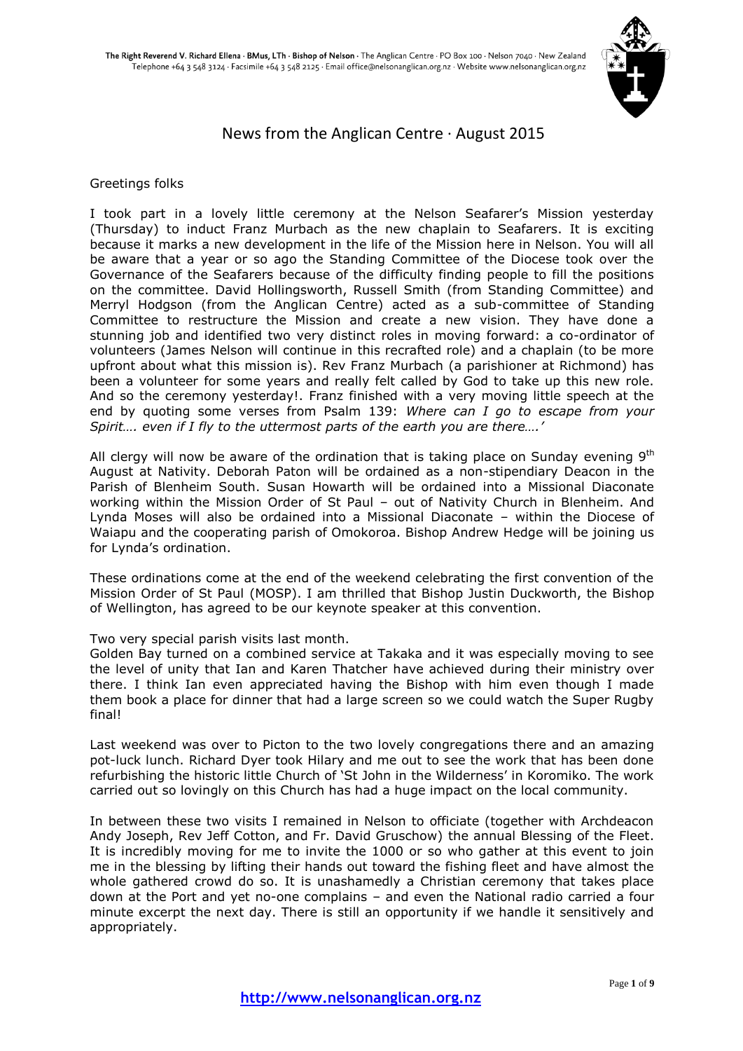The Right Reverend V. Richard Ellena · BMus, LTh · Bishop of Nelson · The Anglican Centre · PO Box 100 · Nelson 7040 · New Zealand
Telephone +64 3 548 3124 · Facsimile +64 3 548 2125 · Email office@nelsonanglican.org.nz · Website www.nelsonanglican.org.nz

# News from the Anglican Centre · August 2015

Greetings folks

I took part in a lovely little ceremony at the Nelson Seafarer's Mission yesterday (Thursday) to induct Franz Murbach as the new chaplain to Seafarers. It is exciting because it marks a new development in the life of the Mission here in Nelson. You will all be aware that a year or so ago the Standing Committee of the Diocese took over the Governance of the Seafarers because of the difficulty finding people to fill the positions on the committee. David Hollingsworth, Russell Smith (from Standing Committee) and Merryl Hodgson (from the Anglican Centre) acted as a sub-committee of Standing Committee to restructure the Mission and create a new vision. They have done a stunning job and identified two very distinct roles in moving forward: a co-ordinator of volunteers (James Nelson will continue in this recrafted role) and a chaplain (to be more upfront about what this mission is). Rev Franz Murbach (a parishioner at Richmond) has been a volunteer for some years and really felt called by God to take up this new role. And so the ceremony yesterday!. Franz finished with a very moving little speech at the end by quoting some verses from Psalm 139: *Where can I go to escape from your Spirit…. even if I fly to the uttermost parts of the earth you are there….'*

All clergy will now be aware of the ordination that is taking place on Sunday evening 9th August at Nativity. Deborah Paton will be ordained as a non-stipendiary Deacon in the Parish of Blenheim South. Susan Howarth will be ordained into a Missional Diaconate working within the Mission Order of St Paul – out of Nativity Church in Blenheim. And Lynda Moses will also be ordained into a Missional Diaconate – within the Diocese of Waiapu and the cooperating parish of Omokoroa. Bishop Andrew Hedge will be joining us for Lynda's ordination.

These ordinations come at the end of the weekend celebrating the first convention of the Mission Order of St Paul (MOSP). I am thrilled that Bishop Justin Duckworth, the Bishop of Wellington, has agreed to be our keynote speaker at this convention.

Two very special parish visits last month.
Golden Bay turned on a combined service at Takaka and it was especially moving to see the level of unity that Ian and Karen Thatcher have achieved during their ministry over there. I think Ian even appreciated having the Bishop with him even though I made them book a place for dinner that had a large screen so we could watch the Super Rugby final!

Last weekend was over to Picton to the two lovely congregations there and an amazing pot-luck lunch. Richard Dyer took Hilary and me out to see the work that has been done refurbishing the historic little Church of 'St John in the Wilderness' in Koromiko. The work carried out so lovingly on this Church has had a huge impact on the local community.

In between these two visits I remained in Nelson to officiate (together with Archdeacon Andy Joseph, Rev Jeff Cotton, and Fr. David Gruschow) the annual Blessing of the Fleet. It is incredibly moving for me to invite the 1000 or so who gather at this event to join me in the blessing by lifting their hands out toward the fishing fleet and have almost the whole gathered crowd do so. It is unashamedly a Christian ceremony that takes place down at the Port and yet no-one complains – and even the National radio carried a four minute excerpt the next day. There is still an opportunity if we handle it sensitively and appropriately.

**http://www.nelsonanglican.org.nz**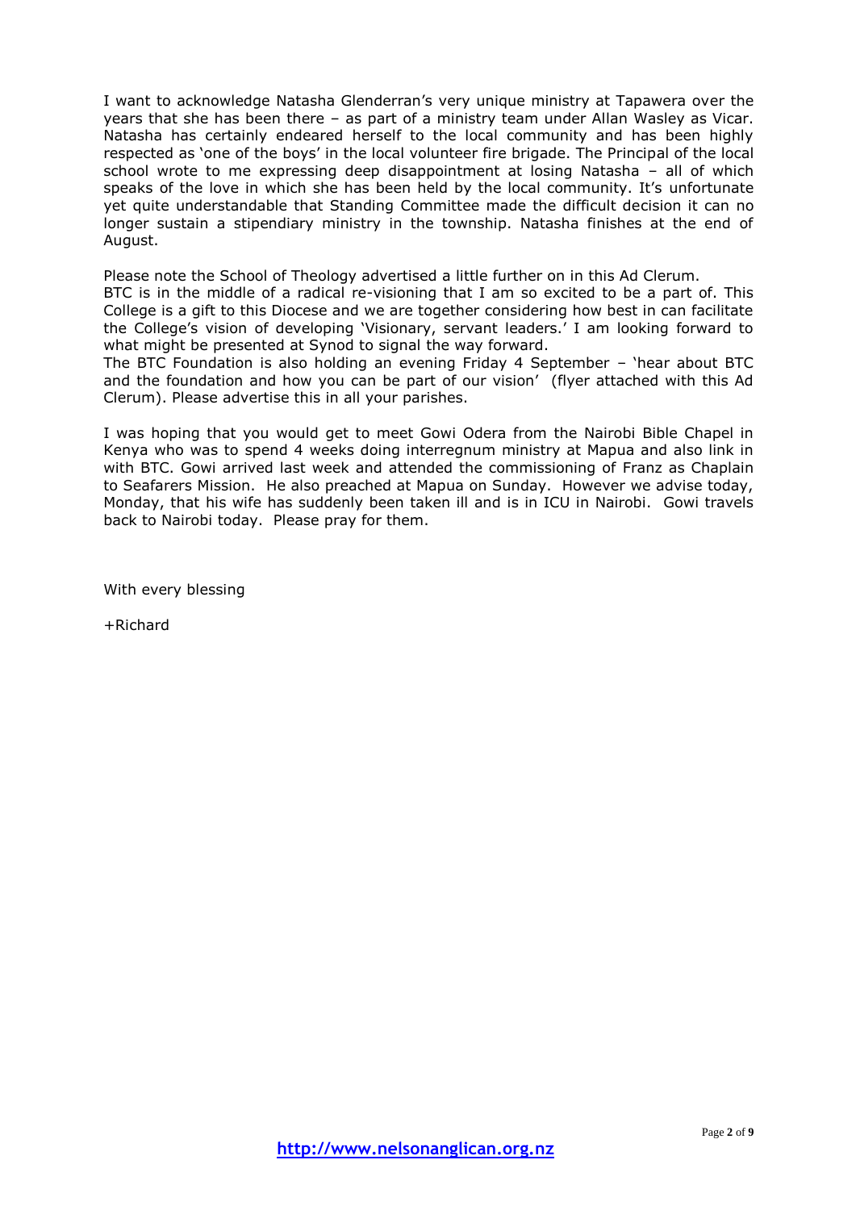I want to acknowledge Natasha Glenderran's very unique ministry at Tapawera over the years that she has been there – as part of a ministry team under Allan Wasley as Vicar. Natasha has certainly endeared herself to the local community and has been highly respected as 'one of the boys' in the local volunteer fire brigade. The Principal of the local school wrote to me expressing deep disappointment at losing Natasha – all of which speaks of the love in which she has been held by the local community. It's unfortunate yet quite understandable that Standing Committee made the difficult decision it can no longer sustain a stipendiary ministry in the township. Natasha finishes at the end of August.

Please note the School of Theology advertised a little further on in this Ad Clerum.
BTC is in the middle of a radical re-visioning that I am so excited to be a part of. This College is a gift to this Diocese and we are together considering how best in can facilitate the College's vision of developing 'Visionary, servant leaders.' I am looking forward to what might be presented at Synod to signal the way forward.
The BTC Foundation is also holding an evening Friday 4 September – 'hear about BTC and the foundation and how you can be part of our vision' (flyer attached with this Ad Clerum). Please advertise this in all your parishes.

I was hoping that you would get to meet Gowi Odera from the Nairobi Bible Chapel in Kenya who was to spend 4 weeks doing interregnum ministry at Mapua and also link in with BTC. Gowi arrived last week and attended the commissioning of Franz as Chaplain to Seafarers Mission. He also preached at Mapua on Sunday. However we advise today, Monday, that his wife has suddenly been taken ill and is in ICU in Nairobi. Gowi travels back to Nairobi today. Please pray for them.

With every blessing

+Richard

**http://www.nelsonanglican.org.nz**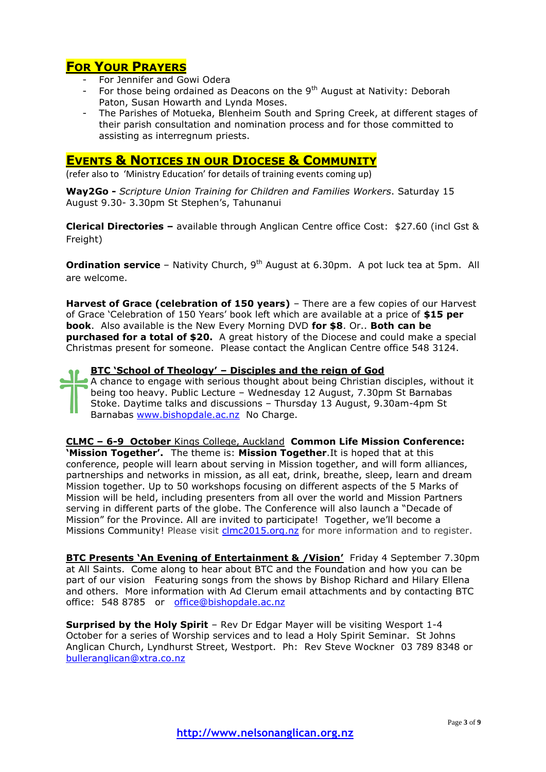## For Your Prayers

- For Jennifer and Gowi Odera
- For those being ordained as Deacons on the 9th August at Nativity: Deborah Paton, Susan Howarth and Lynda Moses.
- The Parishes of Motueka, Blenheim South and Spring Creek, at different stages of their parish consultation and nomination process and for those committed to assisting as interregnum priests.

## Events & Notices in our Diocese & Community

(refer also to 'Ministry Education' for details of training events coming up)

**Way2Go -** *Scripture Union Training for Children and Families Workers*. Saturday 15 August 9.30- 3.30pm St Stephen's, Tahunanui

**Clerical Directories –** available through Anglican Centre office Cost: $27.60 (incl Gst & Freight)

**Ordination service** – Nativity Church, 9th August at 6.30pm. A pot luck tea at 5pm. All are welcome.

**Harvest of Grace (celebration of 150 years)** – There are a few copies of our Harvest of Grace 'Celebration of 150 Years' book left which are available at a price of **$15 per book**. Also available is the New Every Morning DVD **for $8**. Or.. **Both can be purchased for a total of $20.** A great history of the Diocese and could make a special Christmas present for someone. Please contact the Anglican Centre office 548 3124.

**BTC 'School of Theology' – Disciples and the reign of God**
A chance to engage with serious thought about being Christian disciples, without it being too heavy. Public Lecture – Wednesday 12 August, 7.30pm St Barnabas Stoke. Daytime talks and discussions – Thursday 13 August, 9.30am-4pm St Barnabas www.bishopdale.ac.nz No Charge.

**CLMC – 6-9 October** Kings College, Auckland **Common Life Mission Conference: 'Mission Together'.** The theme is: **Mission Together**.It is hoped that at this conference, people will learn about serving in Mission together, and will form alliances, partnerships and networks in mission, as all eat, drink, breathe, sleep, learn and dream Mission together. Up to 50 workshops focusing on different aspects of the 5 Marks of Mission will be held, including presenters from all over the world and Mission Partners serving in different parts of the globe. The Conference will also launch a "Decade of Mission" for the Province. All are invited to participate! Together, we'll become a Missions Community! Please visit clmc2015.org.nz for more information and to register.

**BTC Presents 'An Evening of Entertainment & /Vision'** Friday 4 September 7.30pm at All Saints. Come along to hear about BTC and the Foundation and how you can be part of our vision Featuring songs from the shows by Bishop Richard and Hilary Ellena and others. More information with Ad Clerum email attachments and by contacting BTC office: 548 8785 or office@bishopdale.ac.nz

**Surprised by the Holy Spirit** – Rev Dr Edgar Mayer will be visiting Wesport 1-4 October for a series of Worship services and to lead a Holy Spirit Seminar. St Johns Anglican Church, Lyndhurst Street, Westport. Ph: Rev Steve Wockner 03 789 8348 or bulleranglican@xtra.co.nz

http://www.nelsonanglican.org.nz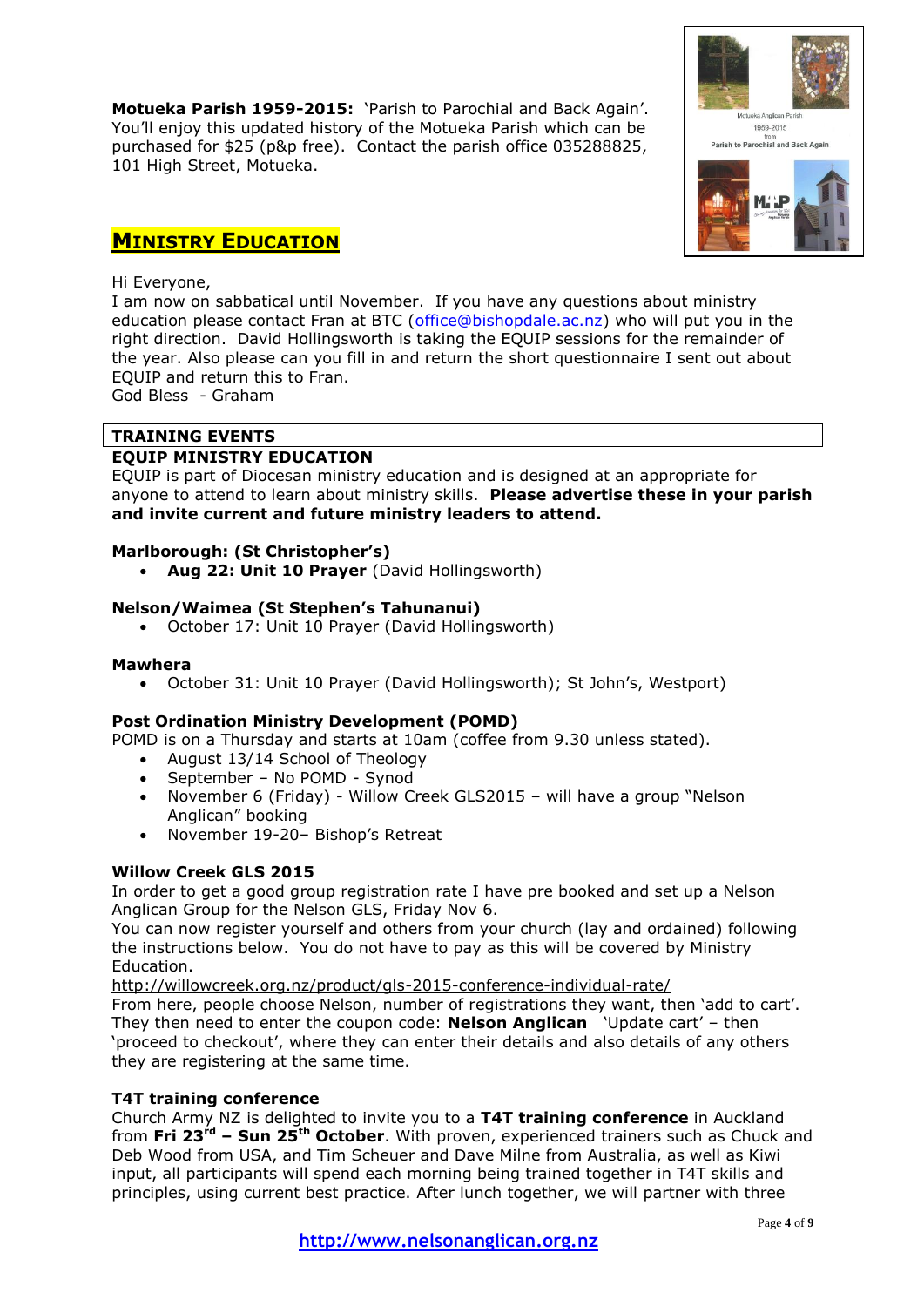**Motueka Parish 1959-2015:** 'Parish to Parochial and Back Again'. You'll enjoy this updated history of the Motueka Parish which can be purchased for $25 (p&p free). Contact the parish office 035288825, 101 High Street, Motueka.

## MINISTRY EDUCATION

Hi Everyone,
I am now on sabbatical until November. If you have any questions about ministry education please contact Fran at BTC (office@bishopdale.ac.nz) who will put you in the right direction. David Hollingsworth is taking the EQUIP sessions for the remainder of the year. Also please can you fill in and return the short questionnaire I sent out about EQUIP and return this to Fran.
God Bless - Graham

### TRAINING EVENTS

**EQUIP MINISTRY EDUCATION**

EQUIP is part of Diocesan ministry education and is designed at an appropriate for anyone to attend to learn about ministry skills. **Please advertise these in your parish and invite current and future ministry leaders to attend.**

**Marlborough: (St Christopher's)**

- **Aug 22: Unit 10 Prayer** (David Hollingsworth)

**Nelson/Waimea (St Stephen's Tahunanui)**

- October 17: Unit 10 Prayer (David Hollingsworth)

**Mawhera**

- October 31: Unit 10 Prayer (David Hollingsworth); St John's, Westport)

**Post Ordination Ministry Development (POMD)**

POMD is on a Thursday and starts at 10am (coffee from 9.30 unless stated).

- August 13/14 School of Theology
- September – No POMD - Synod
- November 6 (Friday) - Willow Creek GLS2015 – will have a group "Nelson Anglican" booking
- November 19-20– Bishop's Retreat

**Willow Creek GLS 2015**

In order to get a good group registration rate I have pre booked and set up a Nelson Anglican Group for the Nelson GLS, Friday Nov 6.
You can now register yourself and others from your church (lay and ordained) following the instructions below. You do not have to pay as this will be covered by Ministry Education.
http://willowcreek.org.nz/product/gls-2015-conference-individual-rate/
From here, people choose Nelson, number of registrations they want, then 'add to cart'. They then need to enter the coupon code: **Nelson Anglican** 'Update cart' – then 'proceed to checkout', where they can enter their details and also details of any others they are registering at the same time.

**T4T training conference**

Church Army NZ is delighted to invite you to a **T4T training conference** in Auckland from **Fri 23rd – Sun 25th October**. With proven, experienced trainers such as Chuck and Deb Wood from USA, and Tim Scheuer and Dave Milne from Australia, as well as Kiwi input, all participants will spend each morning being trained together in T4T skills and principles, using current best practice. After lunch together, we will partner with three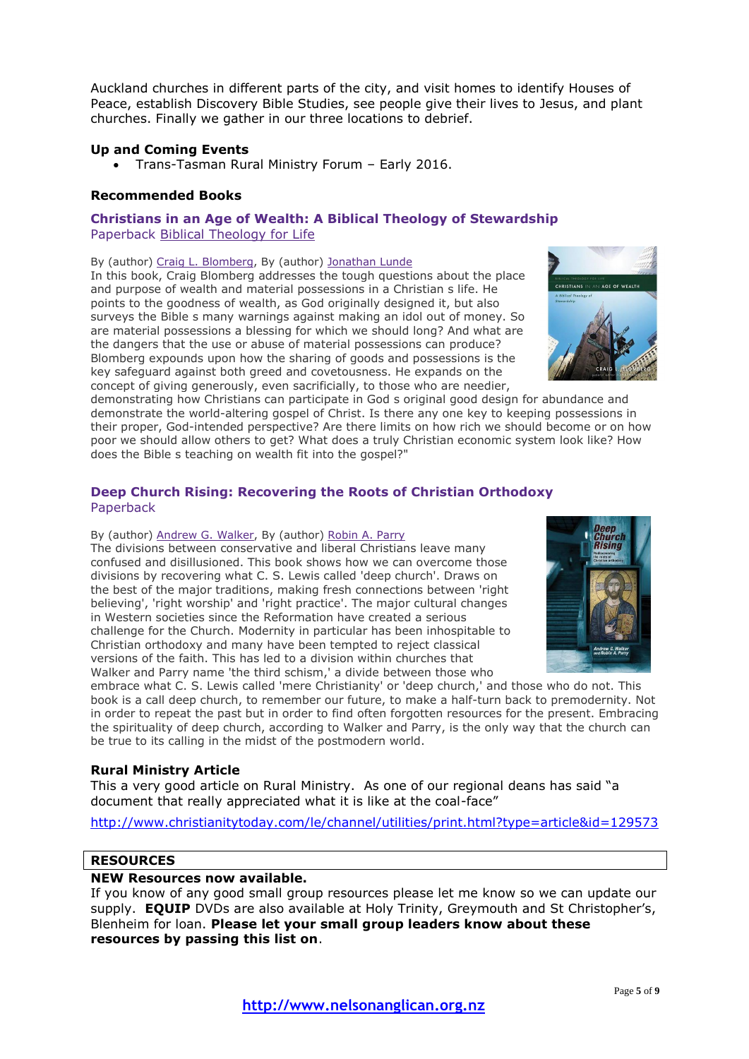Auckland churches in different parts of the city, and visit homes to identify Houses of Peace, establish Discovery Bible Studies, see people give their lives to Jesus, and plant churches. Finally we gather in our three locations to debrief.

**Up and Coming Events**

- Trans-Tasman Rural Ministry Forum – Early 2016.

**Recommended Books**

### Christians in an Age of Wealth: A Biblical Theology of Stewardship

Paperback Biblical Theology for Life

By (author) Craig L. Blomberg, By (author) Jonathan Lunde

In this book, Craig Blomberg addresses the tough questions about the place and purpose of wealth and material possessions in a Christian s life. He points to the goodness of wealth, as God originally designed it, but also surveys the Bible s many warnings against making an idol out of money. So are material possessions a blessing for which we should long? And what are the dangers that the use or abuse of material possessions can produce? Blomberg expounds upon how the sharing of goods and possessions is the key safeguard against both greed and covetousness. He expands on the concept of giving generously, even sacrificially, to those who are needier, demonstrating how Christians can participate in God s original good design for abundance and demonstrate the world-altering gospel of Christ. Is there any one key to keeping possessions in their proper, God-intended perspective? Are there limits on how rich we should become or on how poor we should allow others to get? What does a truly Christian economic system look like? How does the Bible s teaching on wealth fit into the gospel?"

### Deep Church Rising: Recovering the Roots of Christian Orthodoxy

Paperback

By (author) Andrew G. Walker, By (author) Robin A. Parry

The divisions between conservative and liberal Christians leave many confused and disillusioned. This book shows how we can overcome those divisions by recovering what C. S. Lewis called 'deep church'. Draws on the best of the major traditions, making fresh connections between 'right believing', 'right worship' and 'right practice'. The major cultural changes in Western societies since the Reformation have created a serious challenge for the Church. Modernity in particular has been inhospitable to Christian orthodoxy and many have been tempted to reject classical versions of the faith. This has led to a division within churches that Walker and Parry name 'the third schism,' a divide between those who embrace what C. S. Lewis called 'mere Christianity' or 'deep church,' and those who do not. This book is a call deep church, to remember our future, to make a half-turn back to premodernity. Not in order to repeat the past but in order to find often forgotten resources for the present. Embracing the spirituality of deep church, according to Walker and Parry, is the only way that the church can be true to its calling in the midst of the postmodern world.

**Rural Ministry Article**

This a very good article on Rural Ministry. As one of our regional deans has said "a document that really appreciated what it is like at the coal-face"

http://www.christianitytoday.com/le/channel/utilities/print.html?type=article&id=129573

**RESOURCES**

**NEW Resources now available.**

If you know of any good small group resources please let me know so we can update our supply. **EQUIP** DVDs are also available at Holy Trinity, Greymouth and St Christopher's, Blenheim for loan. **Please let your small group leaders know about these resources by passing this list on**.

http://www.nelsonanglican.org.nz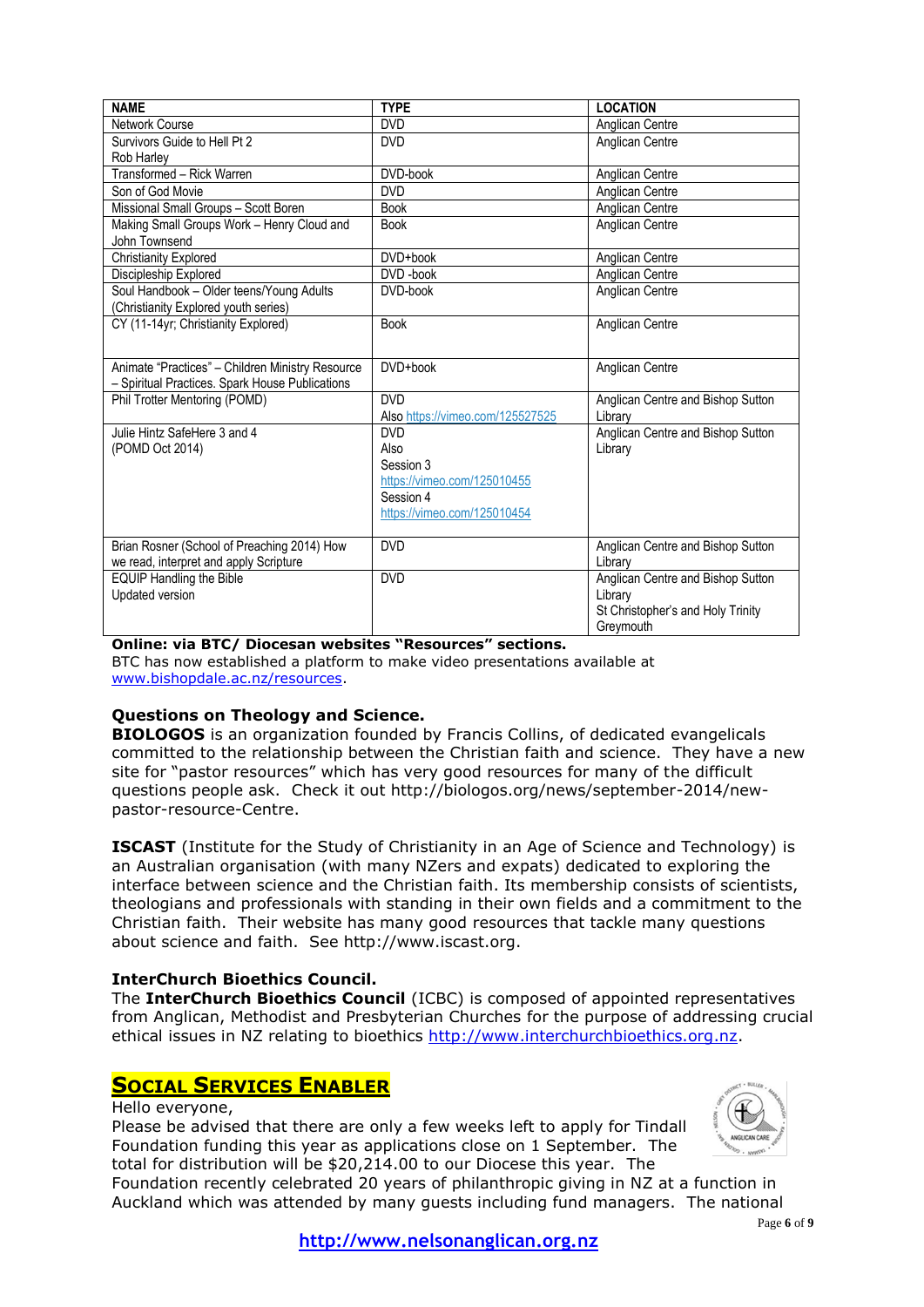| NAME | TYPE | LOCATION |
|---|---|---|
| Network Course | DVD | Anglican Centre |
| Survivors Guide to Hell Pt 2 Rob Harley | DVD | Anglican Centre |
| Transformed – Rick Warren | DVD-book | Anglican Centre |
| Son of God Movie | DVD | Anglican Centre |
| Missional Small Groups – Scott Boren | Book | Anglican Centre |
| Making Small Groups Work – Henry Cloud and John Townsend | Book | Anglican Centre |
| Christianity Explored | DVD+book | Anglican Centre |
| Discipleship Explored | DVD -book | Anglican Centre |
| Soul Handbook – Older teens/Young Adults (Christianity Explored youth series) | DVD-book | Anglican Centre |
| CY (11-14yr; Christianity Explored) | Book | Anglican Centre |
| Animate "Practices" – Children Ministry Resource – Spiritual Practices. Spark House Publications | DVD+book | Anglican Centre |
| Phil Trotter Mentoring (POMD) | DVD Also https://vimeo.com/125527525 | Anglican Centre and Bishop Sutton Library |
| Julie Hintz SafeHere 3 and 4 (POMD Oct 2014) | DVD Also Session 3 https://vimeo.com/125010455 Session 4 https://vimeo.com/125010454 | Anglican Centre and Bishop Sutton Library |
| Brian Rosner (School of Preaching 2014) How we read, interpret and apply Scripture | DVD | Anglican Centre and Bishop Sutton Library |
| EQUIP Handling the Bible Updated version | DVD | Anglican Centre and Bishop Sutton Library St Christopher's and Holy Trinity Greymouth |

**Online: via BTC/ Diocesan websites "Resources" sections.**
BTC has now established a platform to make video presentations available at www.bishopdale.ac.nz/resources.

**Questions on Theology and Science.**
**BIOLOGOS** is an organization founded by Francis Collins, of dedicated evangelicals committed to the relationship between the Christian faith and science. They have a new site for "pastor resources" which has very good resources for many of the difficult questions people ask. Check it out http://biologos.org/news/september-2014/new-pastor-resource-Centre.

**ISCAST** (Institute for the Study of Christianity in an Age of Science and Technology) is an Australian organisation (with many NZers and expats) dedicated to exploring the interface between science and the Christian faith. Its membership consists of scientists, theologians and professionals with standing in their own fields and a commitment to the Christian faith. Their website has many good resources that tackle many questions about science and faith. See http://www.iscast.org.

**InterChurch Bioethics Council.**
The **InterChurch Bioethics Council** (ICBC) is composed of appointed representatives from Anglican, Methodist and Presbyterian Churches for the purpose of addressing crucial ethical issues in NZ relating to bioethics http://www.interchurchbioethics.org.nz.

## SOCIAL SERVICES ENABLER

Hello everyone,
Please be advised that there are only a few weeks left to apply for Tindall Foundation funding this year as applications close on 1 September. The total for distribution will be $20,214.00 to our Diocese this year. The Foundation recently celebrated 20 years of philanthropic giving in NZ at a function in Auckland which was attended by many guests including fund managers. The national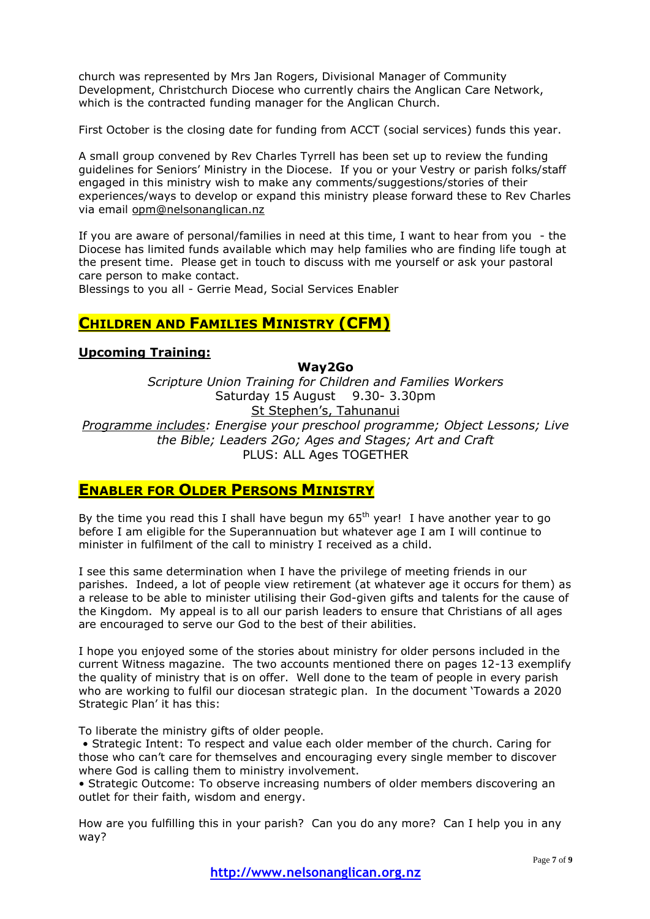church was represented by Mrs Jan Rogers, Divisional Manager of Community Development, Christchurch Diocese who currently chairs the Anglican Care Network, which is the contracted funding manager for the Anglican Church.

First October is the closing date for funding from ACCT (social services) funds this year.

A small group convened by Rev Charles Tyrrell has been set up to review the funding guidelines for Seniors' Ministry in the Diocese. If you or your Vestry or parish folks/staff engaged in this ministry wish to make any comments/suggestions/stories of their experiences/ways to develop or expand this ministry please forward these to Rev Charles via email opm@nelsonanglican.nz

If you are aware of personal/families in need at this time, I want to hear from you - the Diocese has limited funds available which may help families who are finding life tough at the present time. Please get in touch to discuss with me yourself or ask your pastoral care person to make contact.
Blessings to you all - Gerrie Mead, Social Services Enabler

## CHILDREN AND FAMILIES MINISTRY (CFM)

### Upcoming Training:

**Way2Go**

*Scripture Union Training for Children and Families Workers*

Saturday 15 August 9.30- 3.30pm

St Stephen's, Tahunanui

*Programme includes: Energise your preschool programme; Object Lessons; Live the Bible; Leaders 2Go; Ages and Stages; Art and Craft*

PLUS: ALL Ages TOGETHER

## ENABLER FOR OLDER PERSONS MINISTRY

By the time you read this I shall have begun my 65th year! I have another year to go before I am eligible for the Superannuation but whatever age I am I will continue to minister in fulfilment of the call to ministry I received as a child.

I see this same determination when I have the privilege of meeting friends in our parishes. Indeed, a lot of people view retirement (at whatever age it occurs for them) as a release to be able to minister utilising their God-given gifts and talents for the cause of the Kingdom. My appeal is to all our parish leaders to ensure that Christians of all ages are encouraged to serve our God to the best of their abilities.

I hope you enjoyed some of the stories about ministry for older persons included in the current Witness magazine. The two accounts mentioned there on pages 12-13 exemplify the quality of ministry that is on offer. Well done to the team of people in every parish who are working to fulfil our diocesan strategic plan. In the document 'Towards a 2020 Strategic Plan' it has this:

To liberate the ministry gifts of older people.

- Strategic Intent: To respect and value each older member of the church. Caring for those who can't care for themselves and encouraging every single member to discover where God is calling them to ministry involvement.
- Strategic Outcome: To observe increasing numbers of older members discovering an outlet for their faith, wisdom and energy.

How are you fulfilling this in your parish? Can you do any more? Can I help you in any way?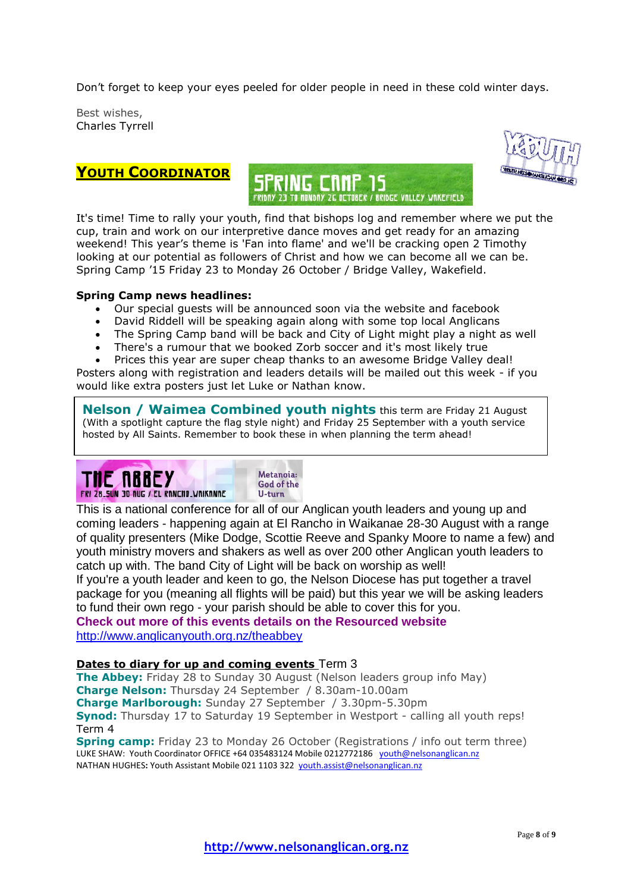Don't forget to keep your eyes peeled for older people in need in these cold winter days.

Best wishes,
Charles Tyrrell

## YOUTH COORDINATOR

SPRING CAMP 15
FRIDAY 23 TO MONDAY 26 OCTOBER / BRIDGE VALLEY WAKEFIELD

It's time! Time to rally your youth, find that bishops log and remember where we put the cup, train and work on our interpretive dance moves and get ready for an amazing weekend! This year's theme is 'Fan into flame' and we'll be cracking open 2 Timothy looking at our potential as followers of Christ and how we can become all we can be. Spring Camp '15 Friday 23 to Monday 26 October / Bridge Valley, Wakefield.

**Spring Camp news headlines:**

- Our special guests will be announced soon via the website and facebook
- David Riddell will be speaking again along with some top local Anglicans
- The Spring Camp band will be back and City of Light might play a night as well
- There's a rumour that we booked Zorb soccer and it's most likely true
- Prices this year are super cheap thanks to an awesome Bridge Valley deal!

Posters along with registration and leaders details will be mailed out this week - if you would like extra posters just let Luke or Nathan know.

**Nelson / Waimea Combined youth nights** this term are Friday 21 August (With a spotlight capture the flag style night) and Friday 25 September with a youth service hosted by All Saints. Remember to book these in when planning the term ahead!

THE ABBEY
FRI 28_SUN 30 AUG / EL RANCHO_WAIKANAE
Metanoia: God of the U-turn

This is a national conference for all of our Anglican youth leaders and young up and coming leaders - happening again at El Rancho in Waikanae 28-30 August with a range of quality presenters (Mike Dodge, Scottie Reeve and Spanky Moore to name a few) and youth ministry movers and shakers as well as over 200 other Anglican youth leaders to catch up with. The band City of Light will be back on worship as well!
If you're a youth leader and keen to go, the Nelson Diocese has put together a travel package for you (meaning all flights will be paid) but this year we will be asking leaders to fund their own rego - your parish should be able to cover this for you.
**Check out more of this events details on the Resourced website**
http://www.anglicanyouth.org.nz/theabbey

**Dates to diary for up and coming events** Term 3
**The Abbey:** Friday 28 to Sunday 30 August (Nelson leaders group info May)
**Charge Nelson:** Thursday 24 September / 8.30am-10.00am
**Charge Marlborough:** Sunday 27 September / 3.30pm-5.30pm
**Synod:** Thursday 17 to Saturday 19 September in Westport - calling all youth reps!
Term 4
**Spring camp:** Friday 23 to Monday 26 October (Registrations / info out term three)
LUKE SHAW: Youth Coordinator OFFICE +64 035483124 Mobile 0212772186 youth@nelsonanglican.nz
NATHAN HUGHES: Youth Assistant Mobile 021 1103 322 youth.assist@nelsonanglican.nz

http://www.nelsonanglican.org.nz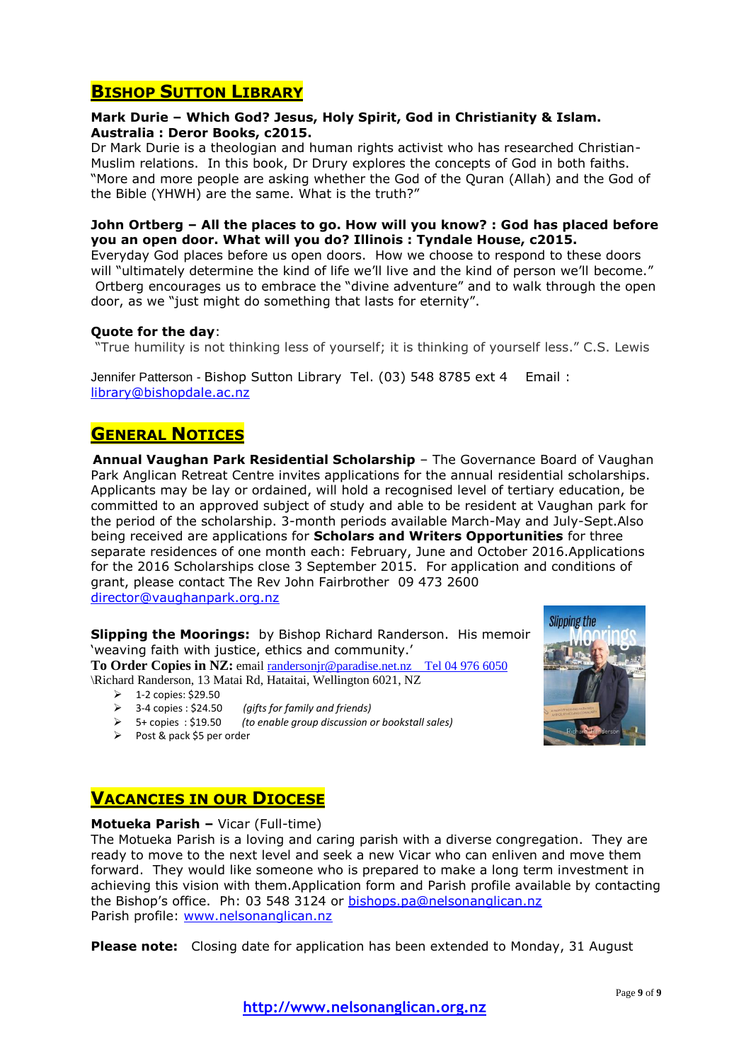## BISHOP SUTTON LIBRARY

**Mark Durie – Which God? Jesus, Holy Spirit, God in Christianity & Islam. Australia : Deror Books, c2015.**
Dr Mark Durie is a theologian and human rights activist who has researched Christian-Muslim relations. In this book, Dr Drury explores the concepts of God in both faiths. "More and more people are asking whether the God of the Quran (Allah) and the God of the Bible (YHWH) are the same. What is the truth?"

**John Ortberg – All the places to go. How will you know? : God has placed before you an open door. What will you do? Illinois : Tyndale House, c2015.**
Everyday God places before us open doors. How we choose to respond to these doors will "ultimately determine the kind of life we'll live and the kind of person we'll become." Ortberg encourages us to embrace the "divine adventure" and to walk through the open door, as we "just might do something that lasts for eternity".

**Quote for the day**:
"True humility is not thinking less of yourself; it is thinking of yourself less." C.S. Lewis

Jennifer Patterson - Bishop Sutton Library Tel. (03) 548 8785 ext 4 Email : library@bishopdale.ac.nz

## GENERAL NOTICES

**Annual Vaughan Park Residential Scholarship** – The Governance Board of Vaughan Park Anglican Retreat Centre invites applications for the annual residential scholarships. Applicants may be lay or ordained, will hold a recognised level of tertiary education, be committed to an approved subject of study and able to be resident at Vaughan park for the period of the scholarship. 3-month periods available March-May and July-Sept.Also being received are applications for **Scholars and Writers Opportunities** for three separate residences of one month each: February, June and October 2016.Applications for the 2016 Scholarships close 3 September 2015. For application and conditions of grant, please contact The Rev John Fairbrother 09 473 2600 director@vaughanpark.org.nz

**Slipping the Moorings:** by Bishop Richard Randerson. His memoir 'weaving faith with justice, ethics and community.'
**To Order Copies in NZ:** email randersonjr@paradise.net.nz Tel 04 976 6050
\Richard Randerson, 13 Matai Rd, Hataitai, Wellington 6021, NZ

- 1-2 copies: $29.50
- 3-4 copies : $24.50 *(gifts for family and friends)*
- 5+ copies : $19.50 *(to enable group discussion or bookstall sales)*
- Post & pack $5 per order

## VACANCIES IN OUR DIOCESE

**Motueka Parish –** Vicar (Full-time)
The Motueka Parish is a loving and caring parish with a diverse congregation. They are ready to move to the next level and seek a new Vicar who can enliven and move them forward. They would like someone who is prepared to make a long term investment in achieving this vision with them.Application form and Parish profile available by contacting the Bishop's office. Ph: 03 548 3124 or bishops.pa@nelsonanglican.nz
Parish profile: www.nelsonanglican.nz

**Please note:** Closing date for application has been extended to Monday, 31 August

http://www.nelsonanglican.org.nz